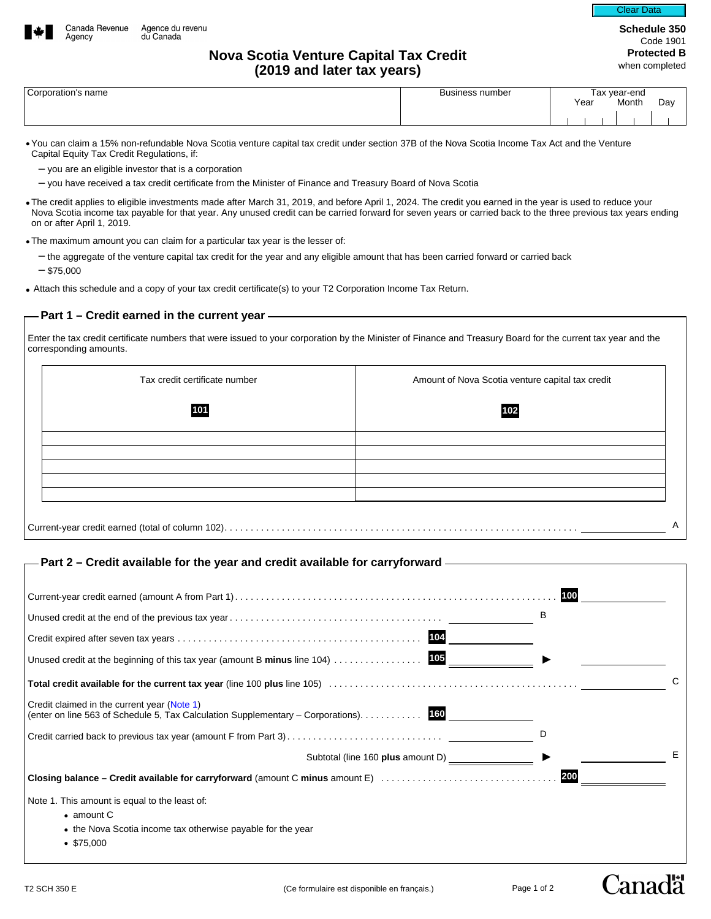Canada Revenue Agency / Agence du revenu du Canada

**Schedule 350**
Code 1901
**Protected B** when completed

# Nova Scotia Venture Capital Tax Credit (2019 and later tax years)

| Corporation's name | Business number | Tax year-end Year Month Day |
|---|---|---|
| | | |

- You can claim a 15% non-refundable Nova Scotia venture capital tax credit under section 37B of the Nova Scotia Income Tax Act and the Venture Capital Equity Tax Credit Regulations, if:
  - you are an eligible investor that is a corporation
  - you have received a tax credit certificate from the Minister of Finance and Treasury Board of Nova Scotia
- The credit applies to eligible investments made after March 31, 2019, and before April 1, 2024. The credit you earned in the year is used to reduce your Nova Scotia income tax payable for that year. Any unused credit can be carried forward for seven years or carried back to the three previous tax years ending on or after April 1, 2019.
- The maximum amount you can claim for a particular tax year is the lesser of:
  - the aggregate of the venture capital tax credit for the year and any eligible amount that has been carried forward or carried back
  - $75,000
- Attach this schedule and a copy of your tax credit certificate(s) to your T2 Corporation Income Tax Return.

## Part 1 – Credit earned in the current year

Enter the tax credit certificate numbers that were issued to your corporation by the Minister of Finance and Treasury Board for the current tax year and the corresponding amounts.

| Tax credit certificate number **101** | Amount of Nova Scotia venture capital tax credit **102** |
|---|---|
| | |
| | |
| | |
| | |
| | |

Current-year credit earned (total of column 102) ........ _______ A

## Part 2 – Credit available for the year and credit available for carryforward

Current-year credit earned (amount A from Part 1) ........ **100** _______

Unused credit at the end of the previous tax year ........ _______ B

Credit expired after seven tax years ........ **104** _______

Unused credit at the beginning of this tax year (amount B **minus** line 104) ........ **105** _______ ► _______

**Total credit available for the current tax year** (line 100 **plus** line 105) ........ _______ C

Credit claimed in the current year (Note 1)
(enter on line 563 of Schedule 5, Tax Calculation Supplementary – Corporations) ........ **160** _______

Credit carried back to previous tax year (amount F from Part 3) ........ _______ D

Subtotal (line 160 **plus** amount D) _______ ► _______ E

**Closing balance – Credit available for carryforward** (amount C **minus** amount E) ........ **200** _______

Note 1. This amount is equal to the least of:
- amount C
- the Nova Scotia income tax otherwise payable for the year
- $75,000

T2 SCH 350 E (Ce formulaire est disponible en français.)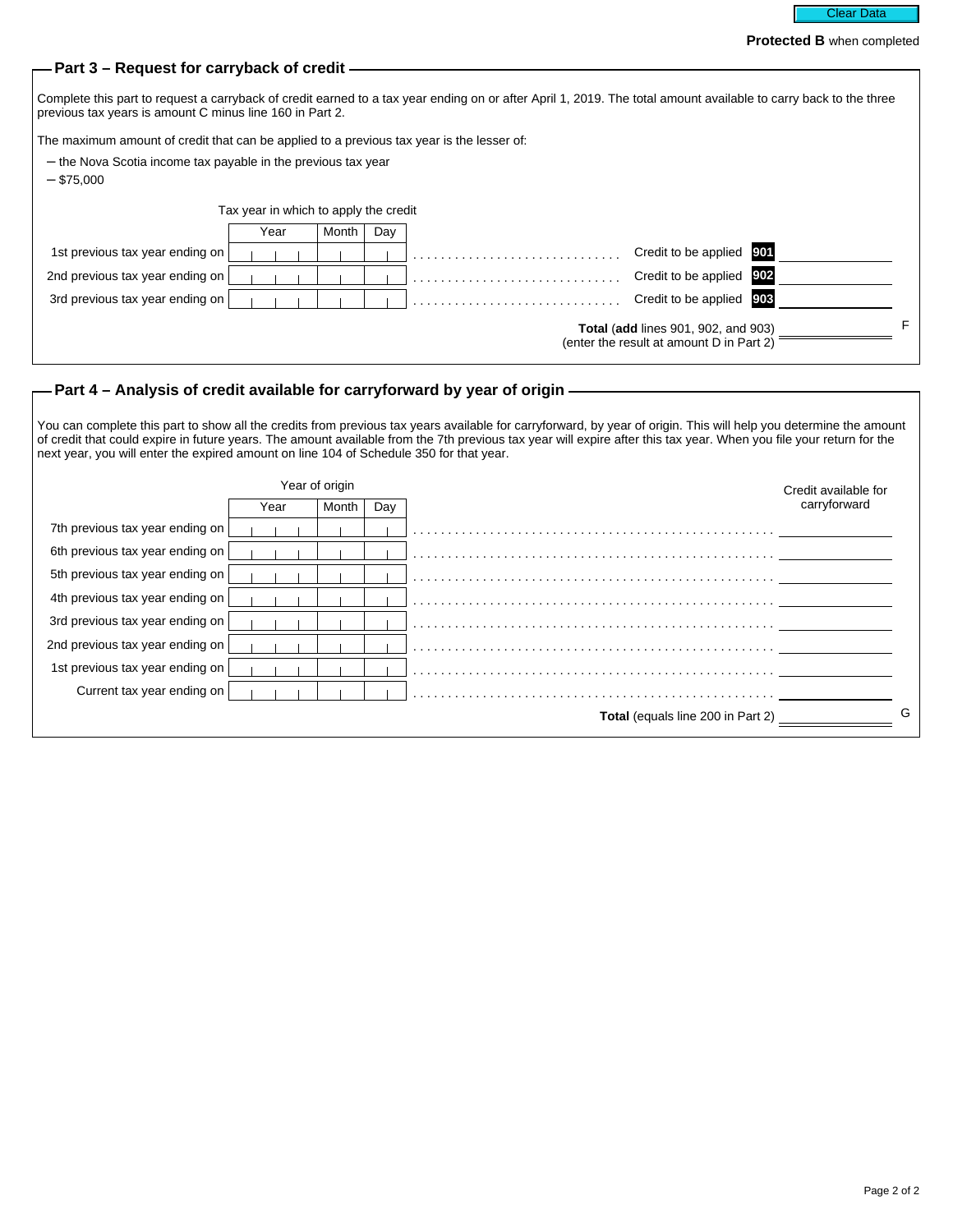Protected B when completed

## Part 3 – Request for carryback of credit

Complete this part to request a carryback of credit earned to a tax year ending on or after April 1, 2019. The total amount available to carry back to the three previous tax years is amount C minus line 160 in Part 2.

The maximum amount of credit that can be applied to a previous tax year is the lesser of:

- the Nova Scotia income tax payable in the previous tax year
- $75,000

| | Tax year in which to apply the credit (Year / Month / Day) | | | |
|---|---|---|---|---|
| 1st previous tax year ending on | | Credit to be applied | 901 | |
| 2nd previous tax year ending on | | Credit to be applied | 902 | |
| 3rd previous tax year ending on | | Credit to be applied | 903 | |

**Total** (**add** lines 901, 902, and 903) (enter the result at amount D in Part 2) ______ F

## Part 4 – Analysis of credit available for carryforward by year of origin

You can complete this part to show all the credits from previous tax years available for carryforward, by year of origin. This will help you determine the amount of credit that could expire in future years. The amount available from the 7th previous tax year will expire after this tax year. When you file your return for the next year, you will enter the expired amount on line 104 of Schedule 350 for that year.

| | Year of origin (Year / Month / Day) | Credit available for carryforward |
|---|---|---|
| 7th previous tax year ending on | | |
| 6th previous tax year ending on | | |
| 5th previous tax year ending on | | |
| 4th previous tax year ending on | | |
| 3rd previous tax year ending on | | |
| 2nd previous tax year ending on | | |
| 1st previous tax year ending on | | |
| Current tax year ending on | | |

**Total** (equals line 200 in Part 2) ______ G